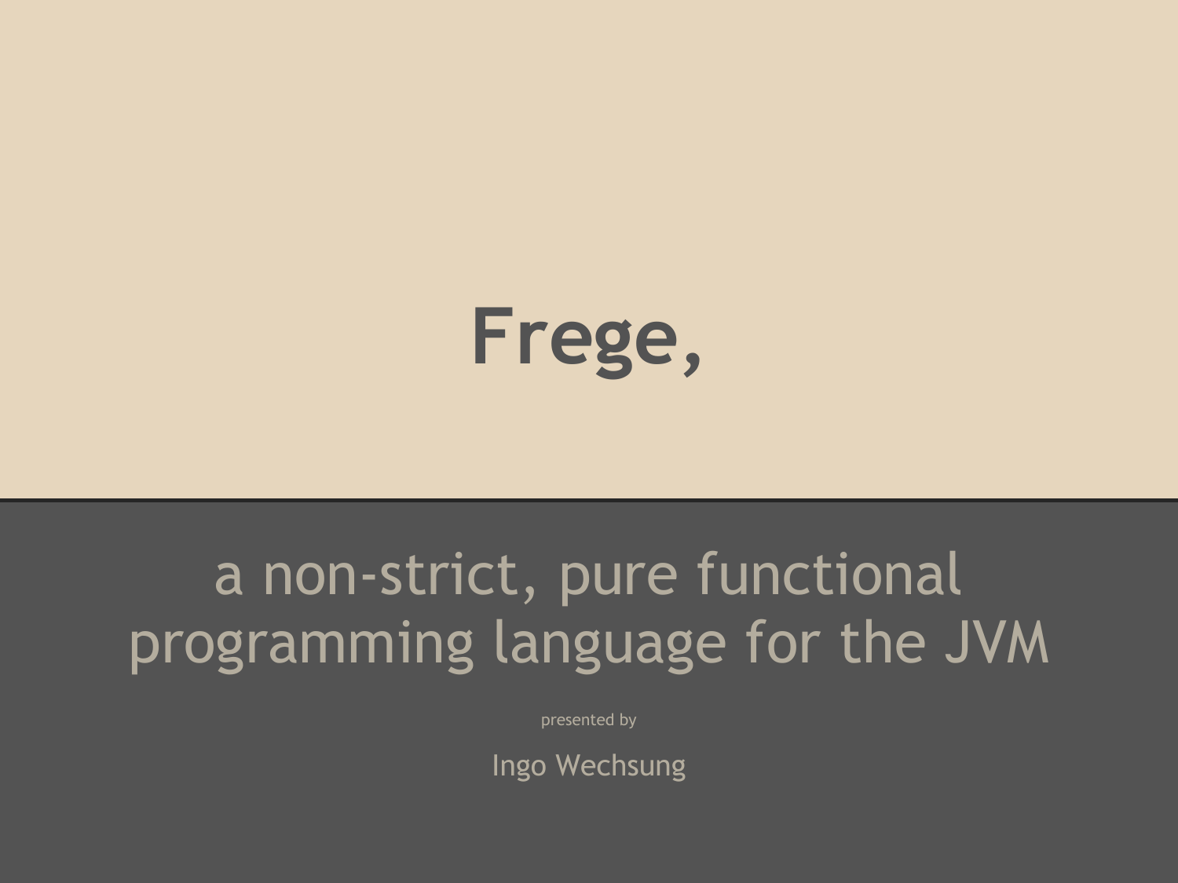# Frege,

## a non-strict, pure functional programming language for the JVM

presented by

Ingo Wechsung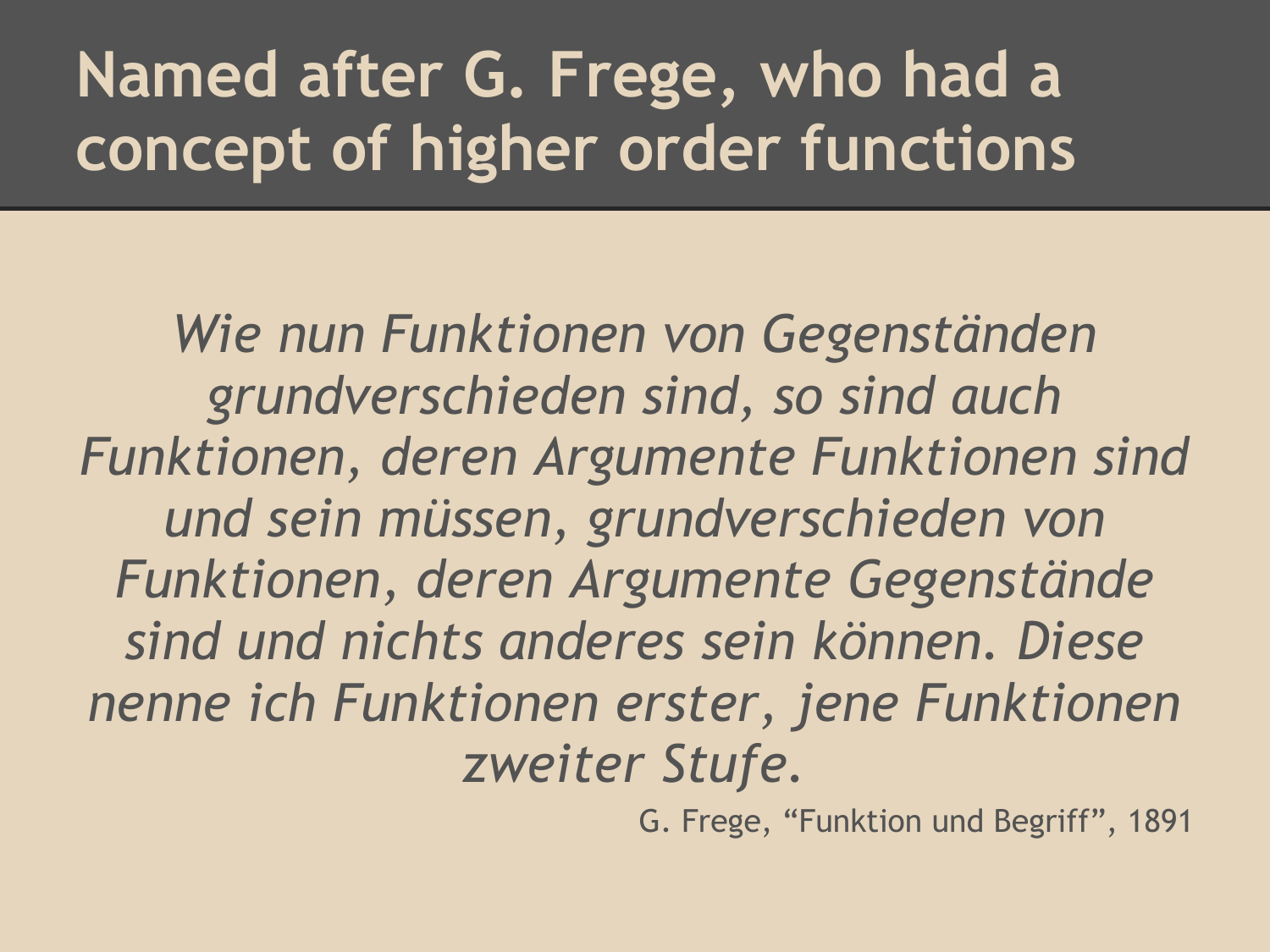# Named after G. Frege, who had a concept of higher order functions

*Wie nun Funktionen von Gegenständen grundverschieden sind, so sind auch Funktionen, deren Argumente Funktionen sind und sein müssen, grundverschieden von Funktionen, deren Argumente Gegenstände sind und nichts anderes sein können. Diese nenne ich Funktionen erster, jene Funktionen zweiter Stufe.*

G. Frege, “Funktion und Begriff”, 1891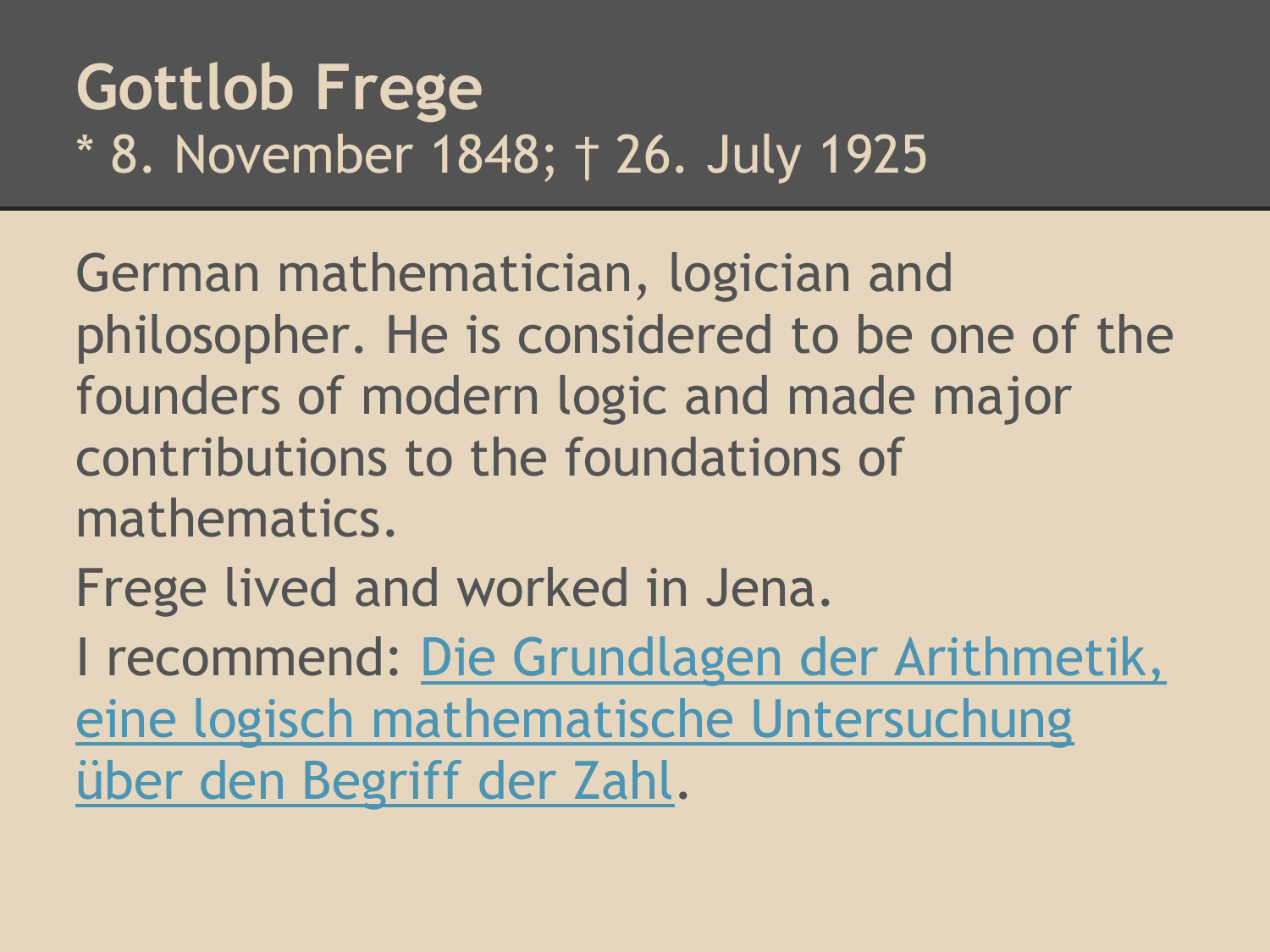# Gottlob Frege

\* 8. November 1848; † 26. July 1925

German mathematician, logician and philosopher. He is considered to be one of the founders of modern logic and made major contributions to the foundations of mathematics.

Frege lived and worked in Jena.

I recommend: Die Grundlagen der Arithmetik, eine logisch mathematische Untersuchung über den Begriff der Zahl.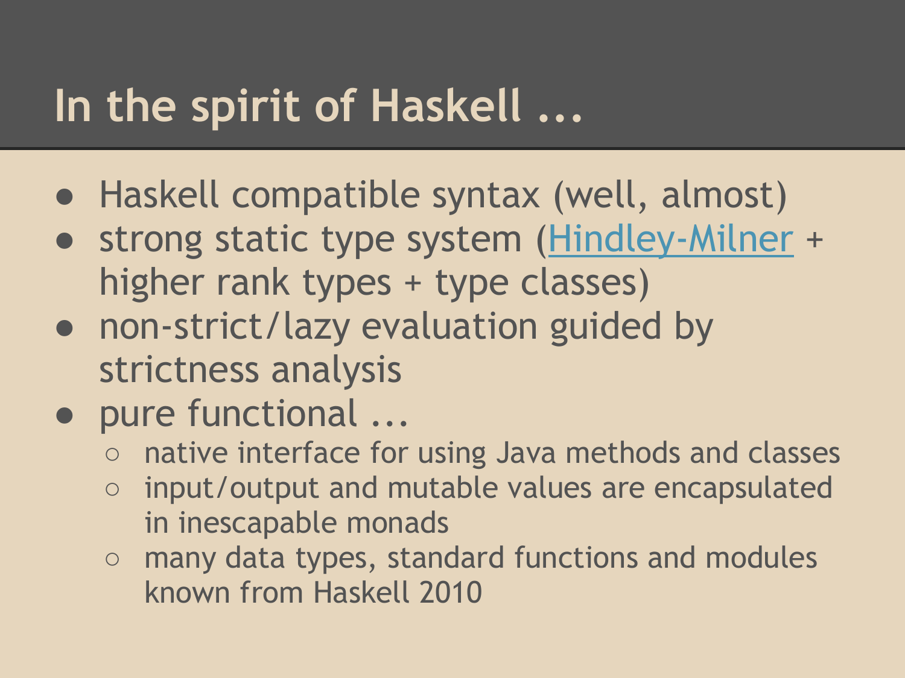# In the spirit of Haskell ...

- Haskell compatible syntax (well, almost)
- strong static type system (Hindley-Milner + higher rank types + type classes)
- non-strict/lazy evaluation guided by strictness analysis
- pure functional ...
  - native interface for using Java methods and classes
  - input/output and mutable values are encapsulated in inescapable monads
  - many data types, standard functions and modules known from Haskell 2010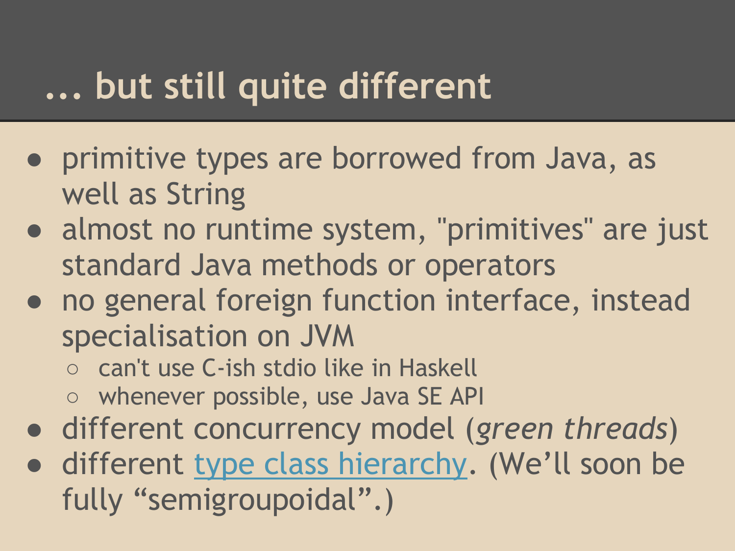# ... but still quite different

- primitive types are borrowed from Java, as well as String
- almost no runtime system, "primitives" are just standard Java methods or operators
- no general foreign function interface, instead specialisation on JVM
  - can't use C-ish stdio like in Haskell
  - whenever possible, use Java SE API
- different concurrency model (*green threads*)
- different type class hierarchy. (We'll soon be fully "semigroupoidal".)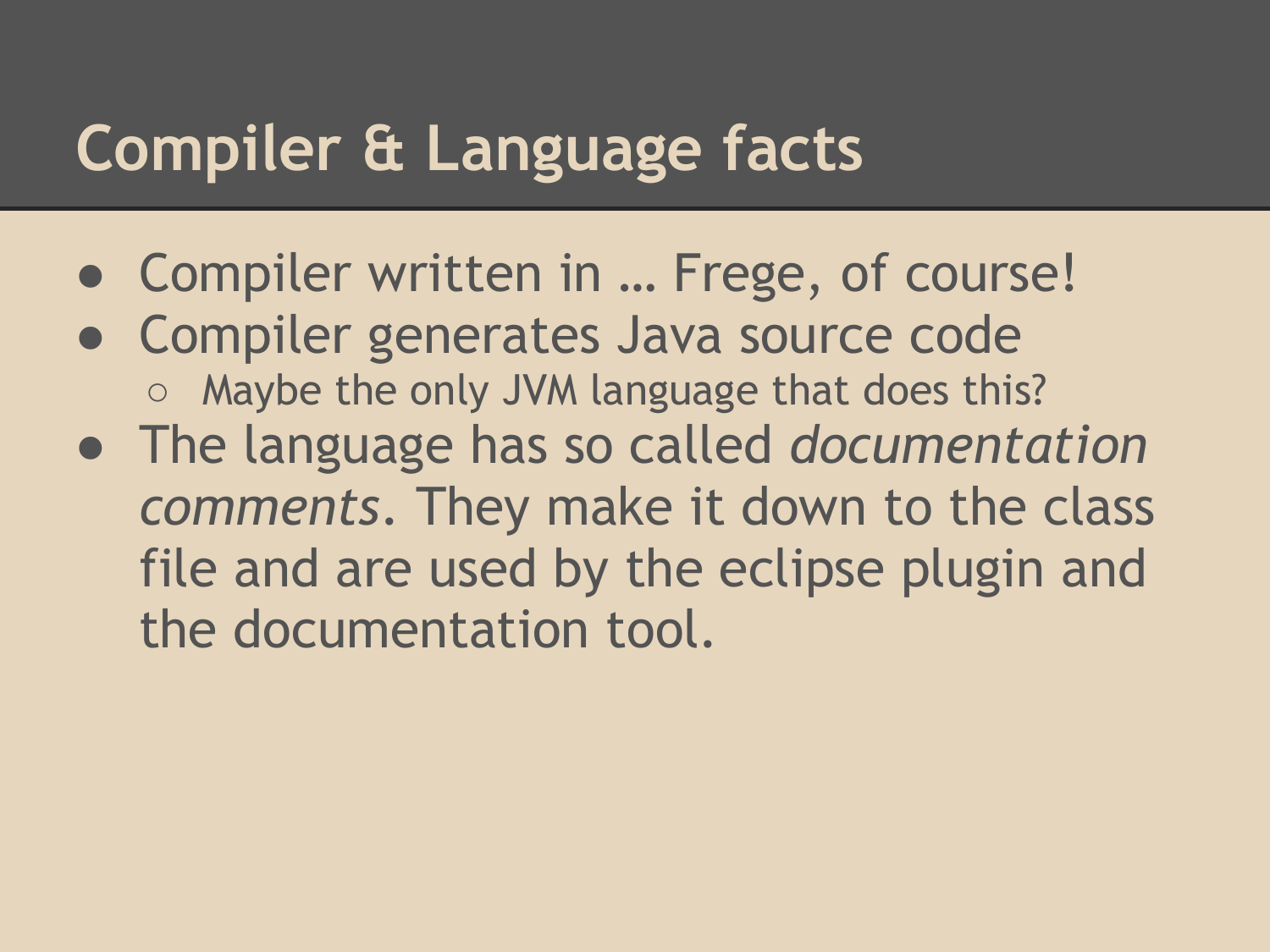# Compiler & Language facts

- Compiler written in … Frege, of course!
- Compiler generates Java source code
  - Maybe the only JVM language that does this?
- The language has so called *documentation comments*. They make it down to the class file and are used by the eclipse plugin and the documentation tool.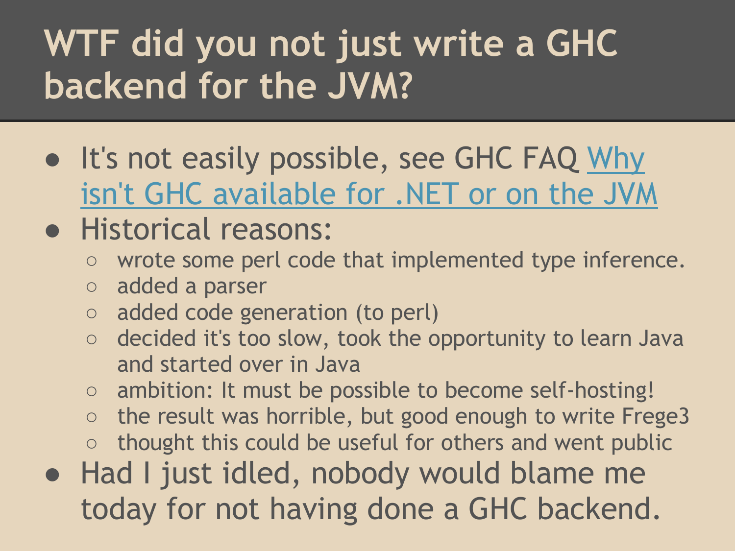# WTF did you not just write a GHC backend for the JVM?

- It's not easily possible, see GHC FAQ Why isn't GHC available for .NET or on the JVM
- Historical reasons:
  - wrote some perl code that implemented type inference.
  - added a parser
  - added code generation (to perl)
  - decided it's too slow, took the opportunity to learn Java and started over in Java
  - ambition: It must be possible to become self-hosting!
  - the result was horrible, but good enough to write Frege3
  - thought this could be useful for others and went public
- Had I just idled, nobody would blame me today for not having done a GHC backend.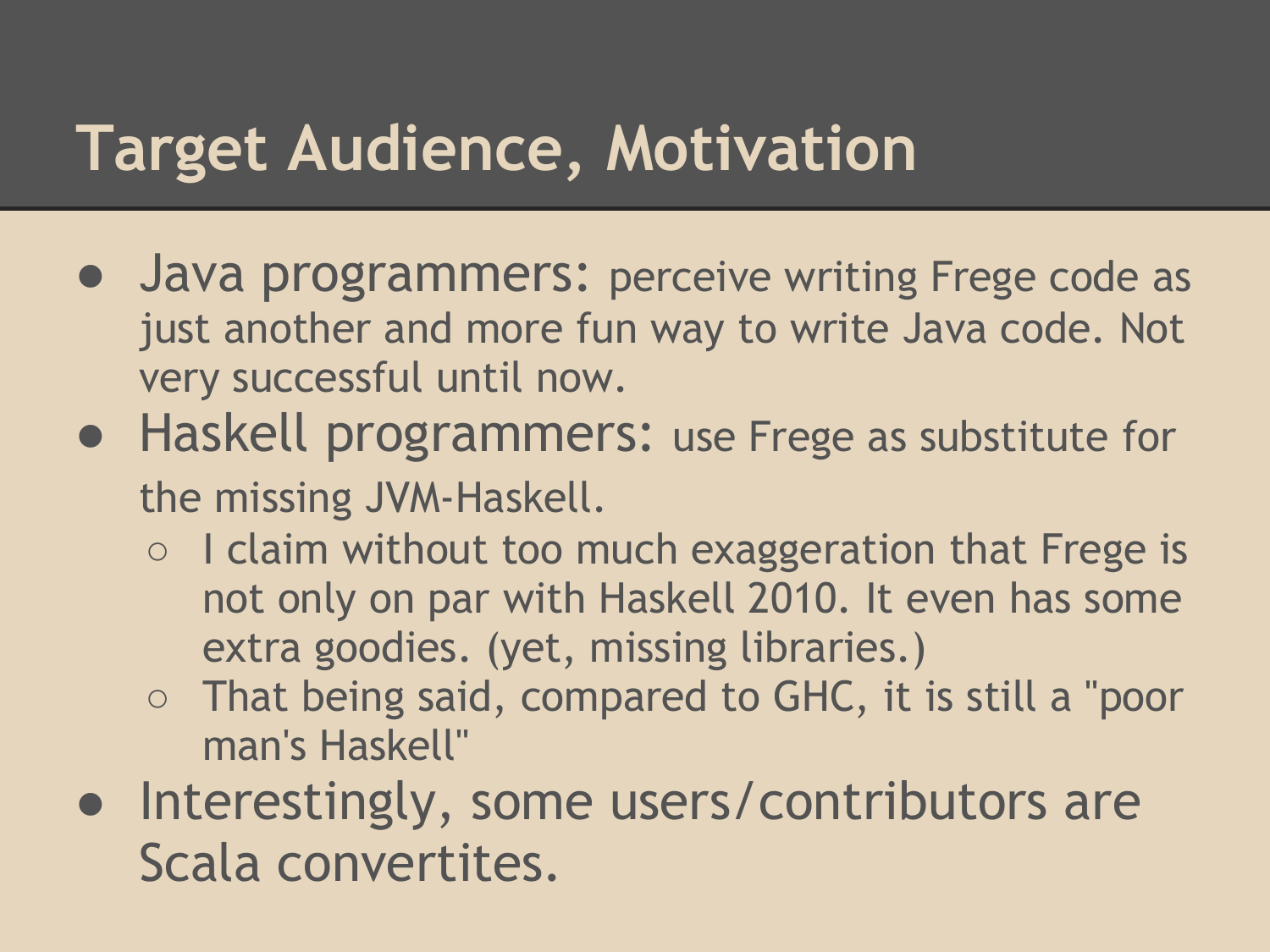# Target Audience, Motivation

- Java programmers: perceive writing Frege code as just another and more fun way to write Java code. Not very successful until now.
- Haskell programmers: use Frege as substitute for the missing JVM-Haskell.
  - I claim without too much exaggeration that Frege is not only on par with Haskell 2010. It even has some extra goodies. (yet, missing libraries.)
  - That being said, compared to GHC, it is still a "poor man's Haskell"
- Interestingly, some users/contributors are Scala convertites.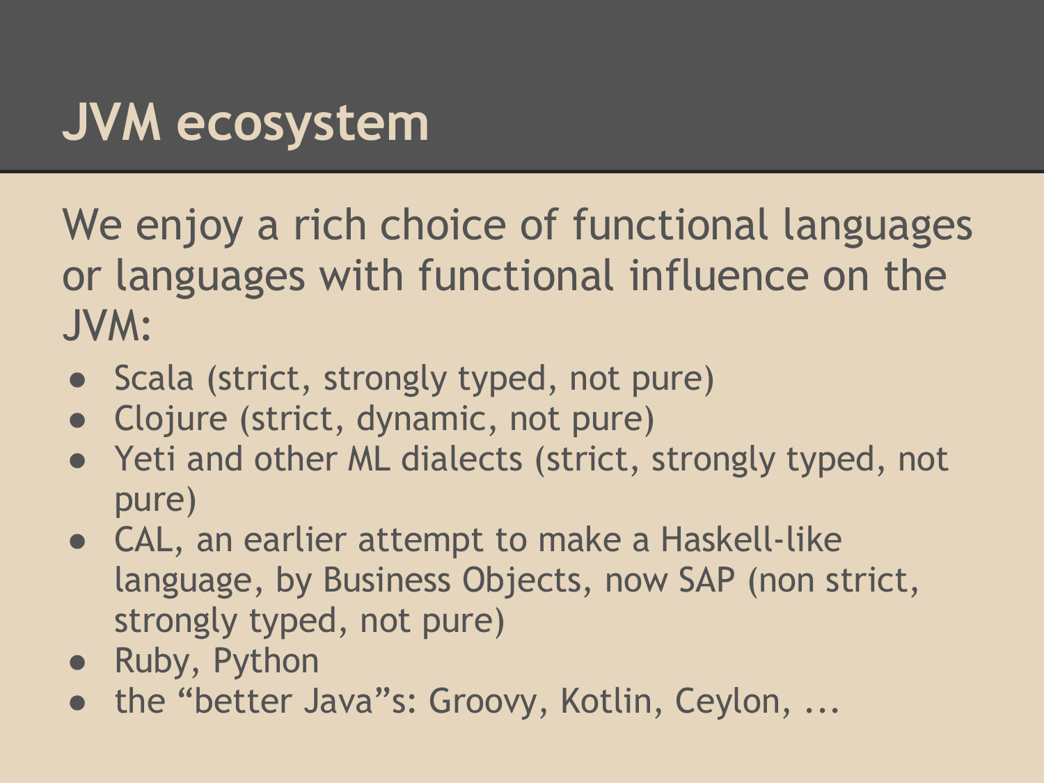# JVM ecosystem

We enjoy a rich choice of functional languages or languages with functional influence on the JVM:

- Scala (strict, strongly typed, not pure)
- Clojure (strict, dynamic, not pure)
- Yeti and other ML dialects (strict, strongly typed, not pure)
- CAL, an earlier attempt to make a Haskell-like language, by Business Objects, now SAP (non strict, strongly typed, not pure)
- Ruby, Python
- the “better Java”s: Groovy, Kotlin, Ceylon, ...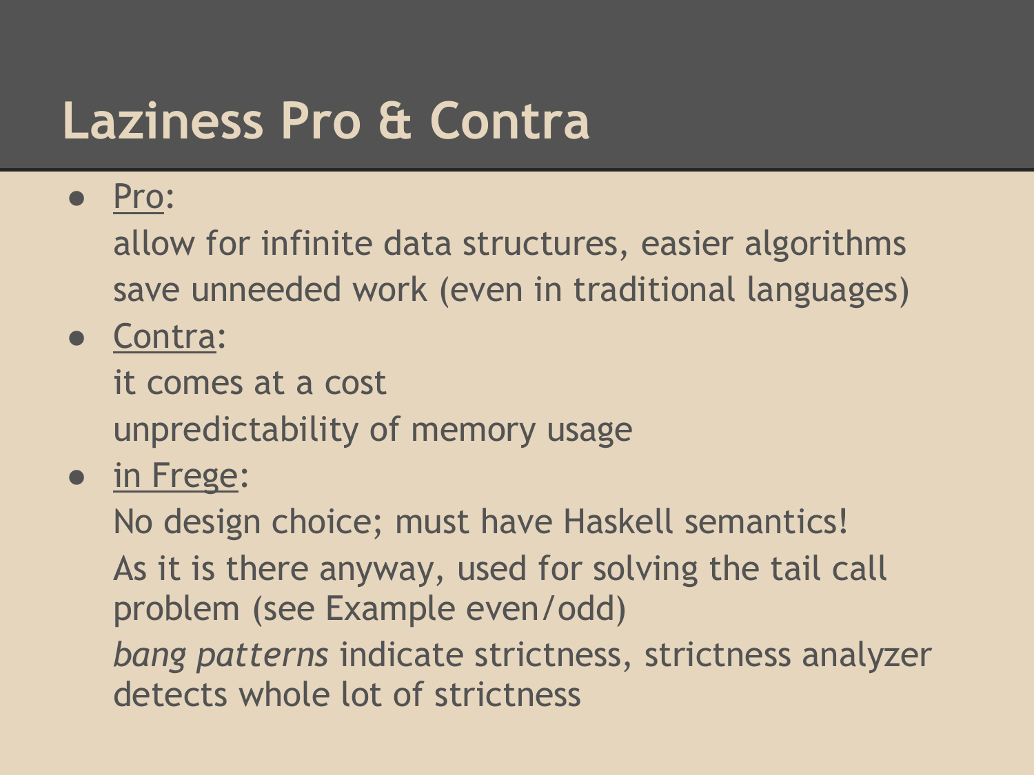# Laziness Pro & Contra

- Pro:

  allow for infinite data structures, easier algorithms

  save unneeded work (even in traditional languages)

- Contra:

  it comes at a cost

  unpredictability of memory usage

- in Frege:

  No design choice; must have Haskell semantics!

  As it is there anyway, used for solving the tail call problem (see Example even/odd)

  *bang patterns* indicate strictness, strictness analyzer detects whole lot of strictness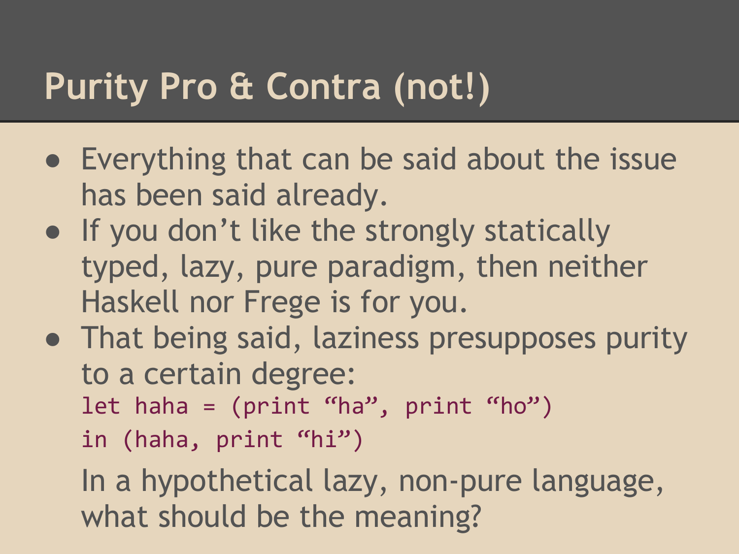# Purity Pro & Contra (not!)

- Everything that can be said about the issue has been said already.
- If you don't like the strongly statically typed, lazy, pure paradigm, then neither Haskell nor Frege is for you.
- That being said, laziness presupposes purity to a certain degree:

  ```
  let haha = (print “ha”, print “ho”)
  in (haha, print “hi”)
  ```

  In a hypothetical lazy, non-pure language, what should be the meaning?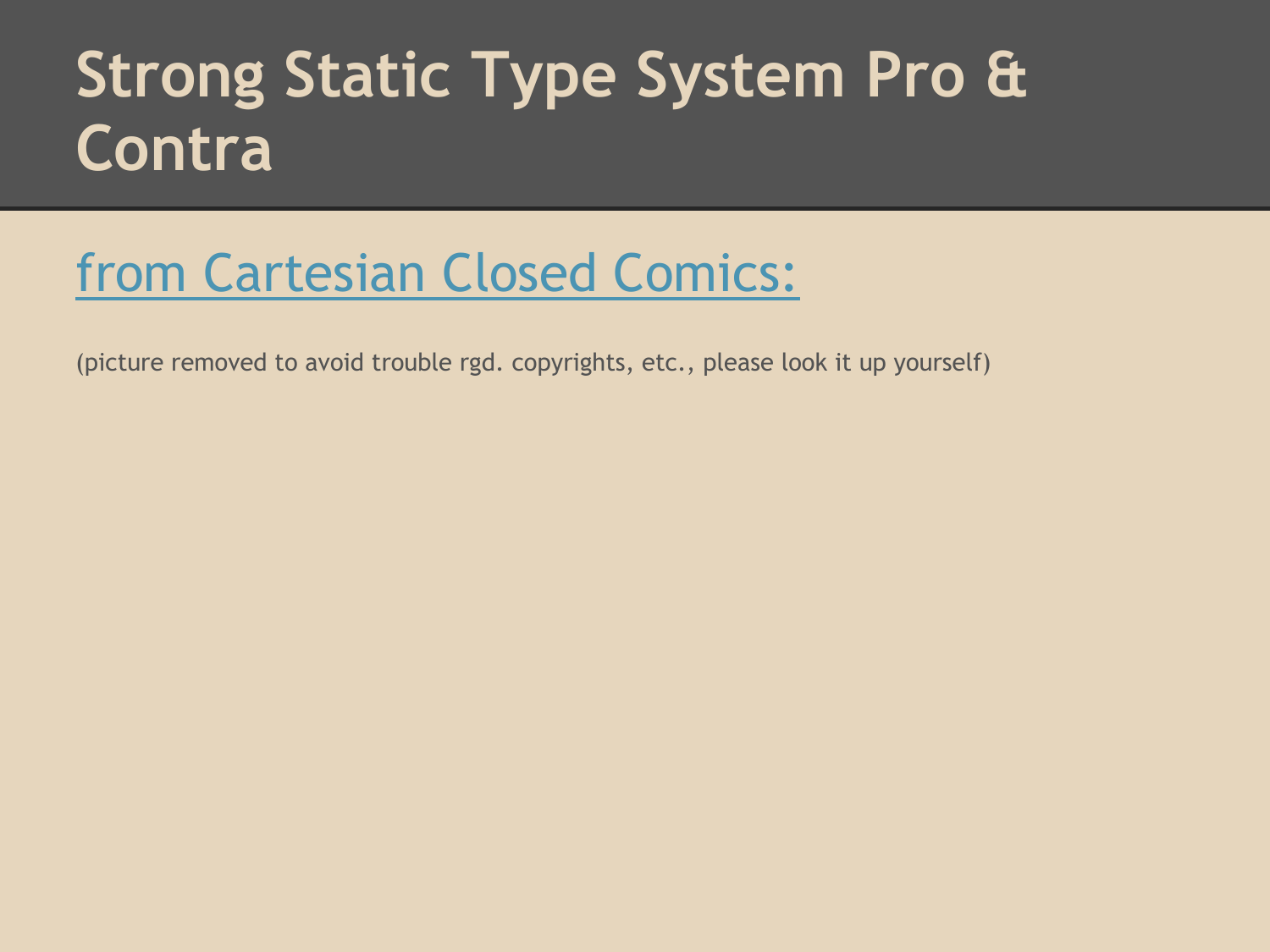# Strong Static Type System Pro & Contra

## from Cartesian Closed Comics:

(picture removed to avoid trouble rgd. copyrights, etc., please look it up yourself)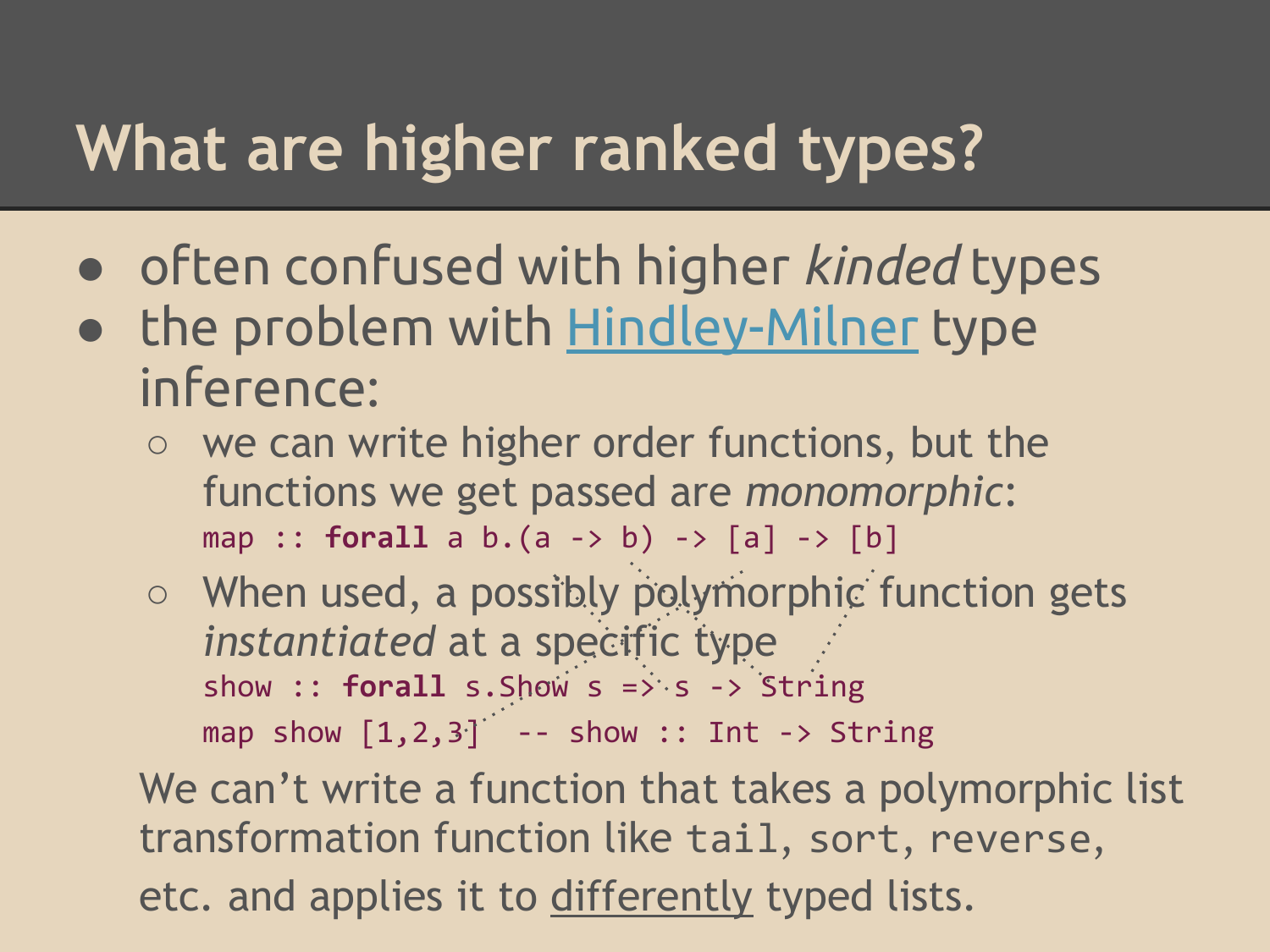# What are higher ranked types?

- often confused with higher *kinded* types
- the problem with Hindley-Milner type inference:
  - we can write higher order functions, but the functions we get passed are *monomorphic*:

    ```
    map :: forall a b.(a -> b) -> [a] -> [b]
    ```

  - When used, a possibly polymorphic function gets *instantiated* at a specific type

    ```
    show :: forall s.Show s => s -> String
    map show [1,2,3]  -- show :: Int -> String
    ```

  We can't write a function that takes a polymorphic list transformation function like `tail`, `sort`, `reverse`, etc. and applies it to <u>differently</u> typed lists.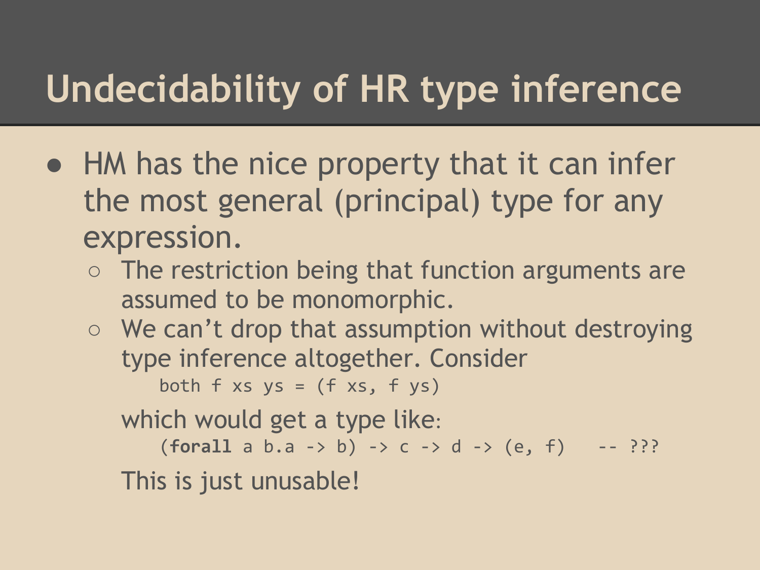# Undecidability of HR type inference

- HM has the nice property that it can infer the most general (principal) type for any expression.
  - The restriction being that function arguments are assumed to be monomorphic.
  - We can’t drop that assumption without destroying type inference altogether. Consider

    ```
    both f xs ys = (f xs, f ys)
    ```

    which would get a type like:

    ```
    (forall a b.a -> b) -> c -> d -> (e, f)   -- ???
    ```

    This is just unusable!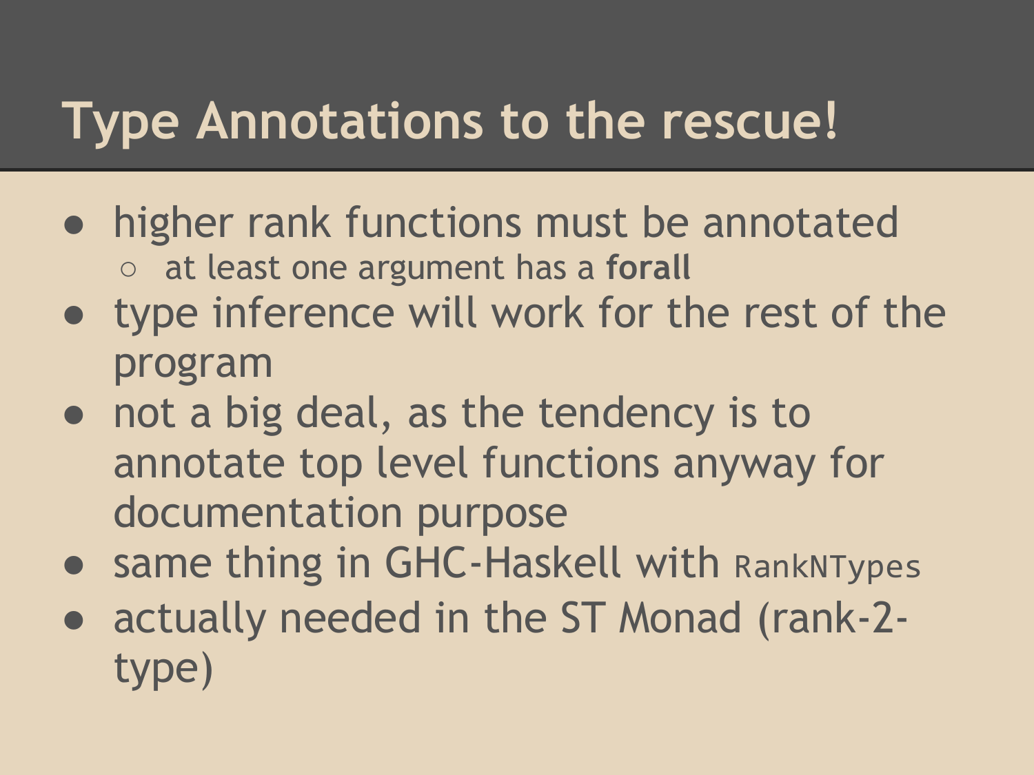# Type Annotations to the rescue!

- higher rank functions must be annotated
  - at least one argument has a **forall**
- type inference will work for the rest of the program
- not a big deal, as the tendency is to annotate top level functions anyway for documentation purpose
- same thing in GHC-Haskell with `RankNTypes`
- actually needed in the ST Monad (rank-2-type)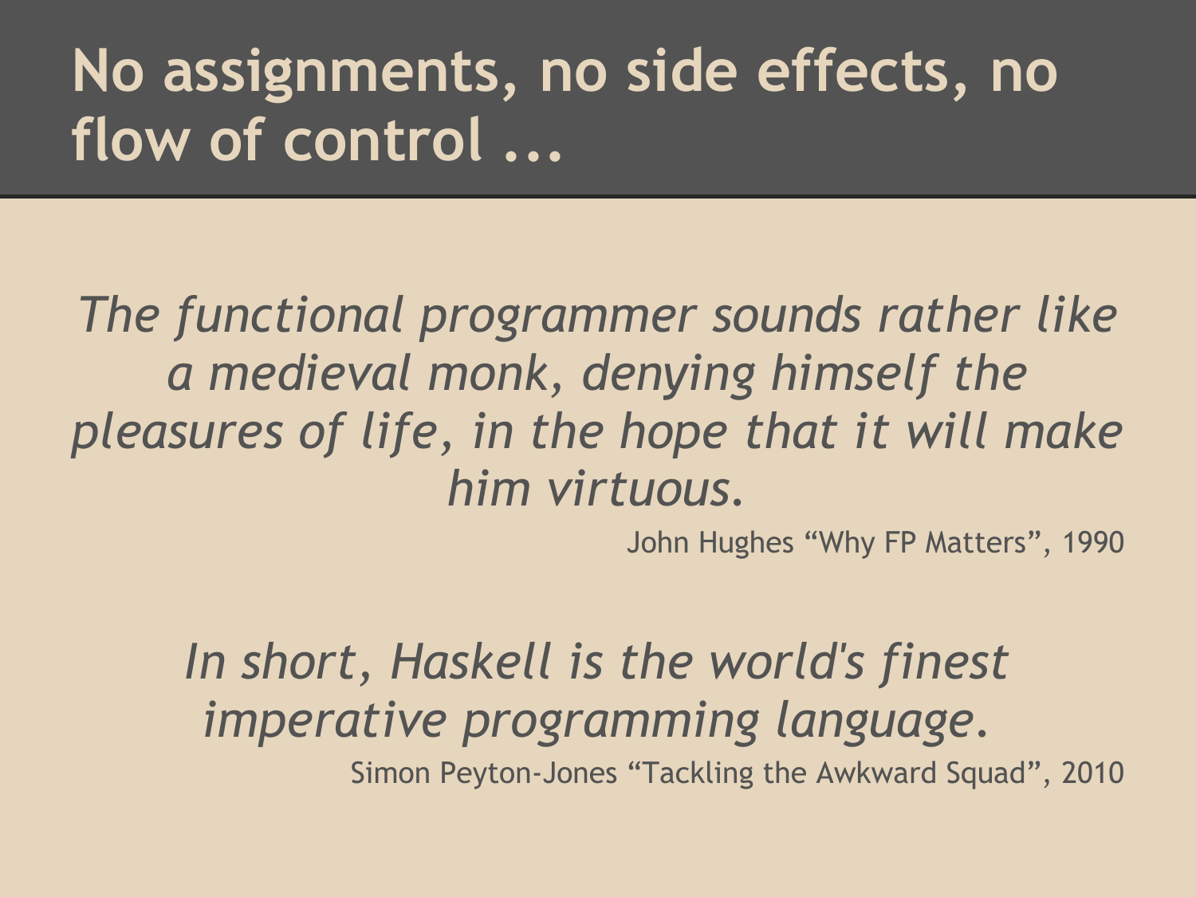# No assignments, no side effects, no flow of control ...

*The functional programmer sounds rather like a medieval monk, denying himself the pleasures of life, in the hope that it will make him virtuous.*

John Hughes “Why FP Matters”, 1990

*In short, Haskell is the world's finest imperative programming language.*

Simon Peyton-Jones “Tackling the Awkward Squad”, 2010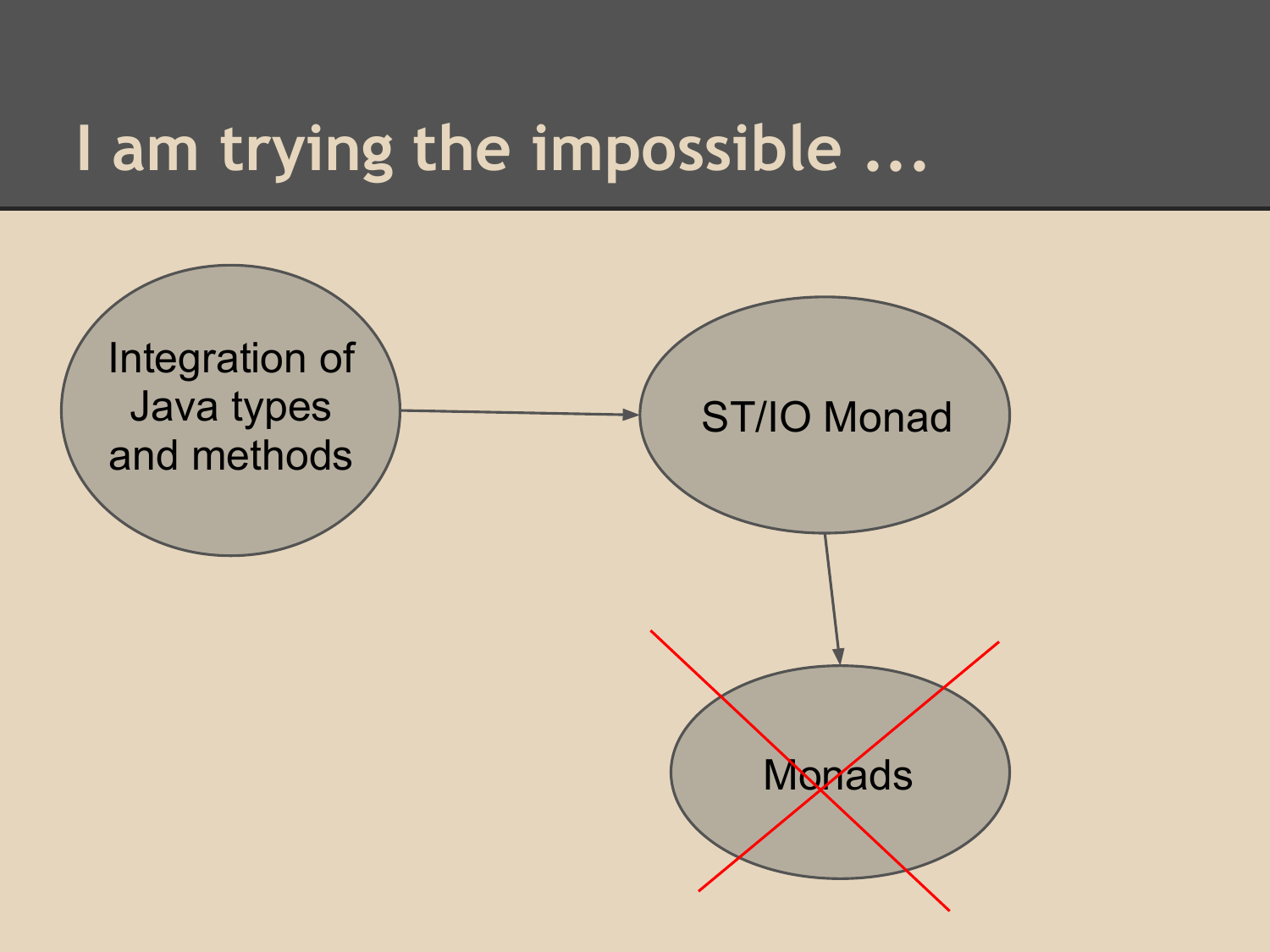# I am trying the impossible ...

Integration of Java types and methods

ST/IO Monad

Monads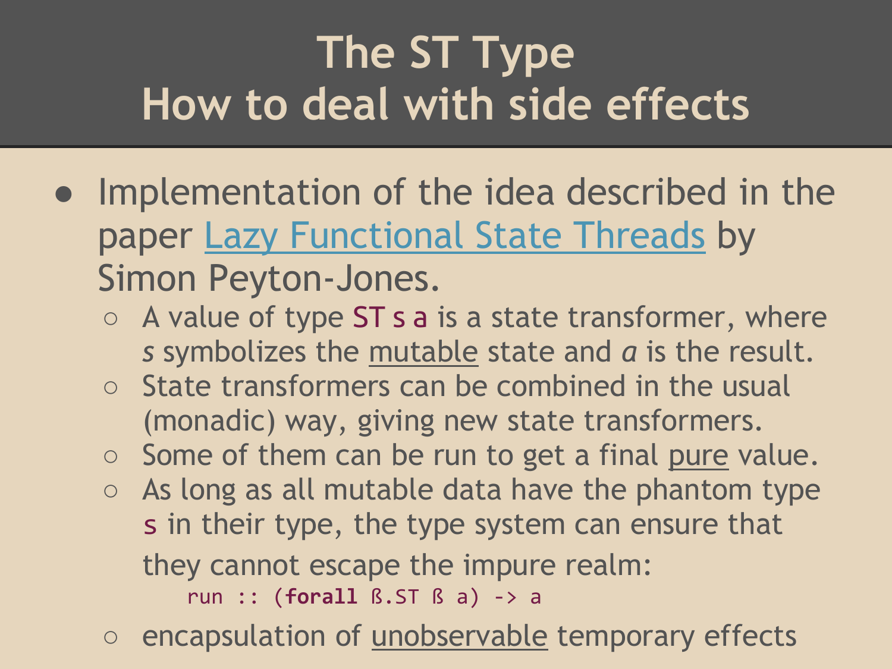# The ST Type
# How to deal with side effects

- Implementation of the idea described in the paper [Lazy Functional State Threads]() by Simon Peyton-Jones.
  - A value of type `ST s a` is a state transformer, where *s* symbolizes the mutable state and *a* is the result.
  - State transformers can be combined in the usual (monadic) way, giving new state transformers.
  - Some of them can be run to get a final pure value.
  - As long as all mutable data have the phantom type `s` in their type, the type system can ensure that they cannot escape the impure realm:

    ```
    run :: (forall ß.ST ß a) -> a
    ```

  - encapsulation of unobservable temporary effects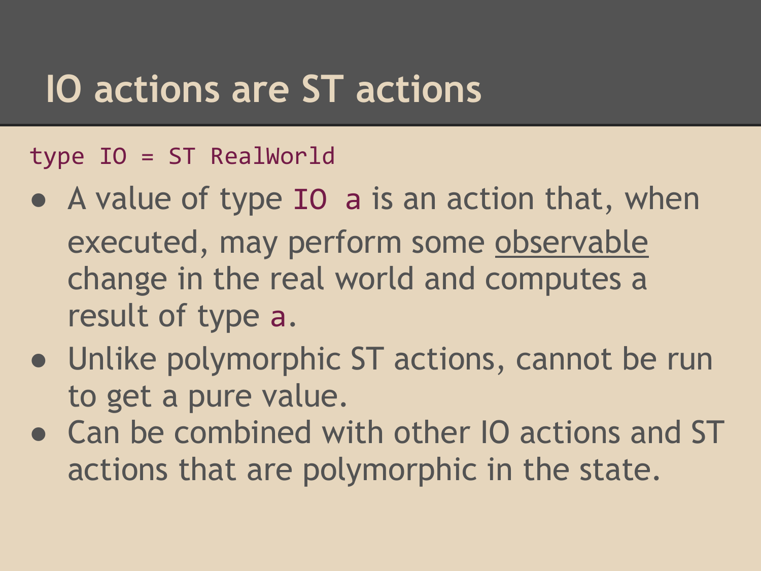# IO actions are ST actions

```
type IO = ST RealWorld
```

- A value of type `IO a` is an action that, when executed, may perform some observable change in the real world and computes a result of type `a`.
- Unlike polymorphic ST actions, cannot be run to get a pure value.
- Can be combined with other IO actions and ST actions that are polymorphic in the state.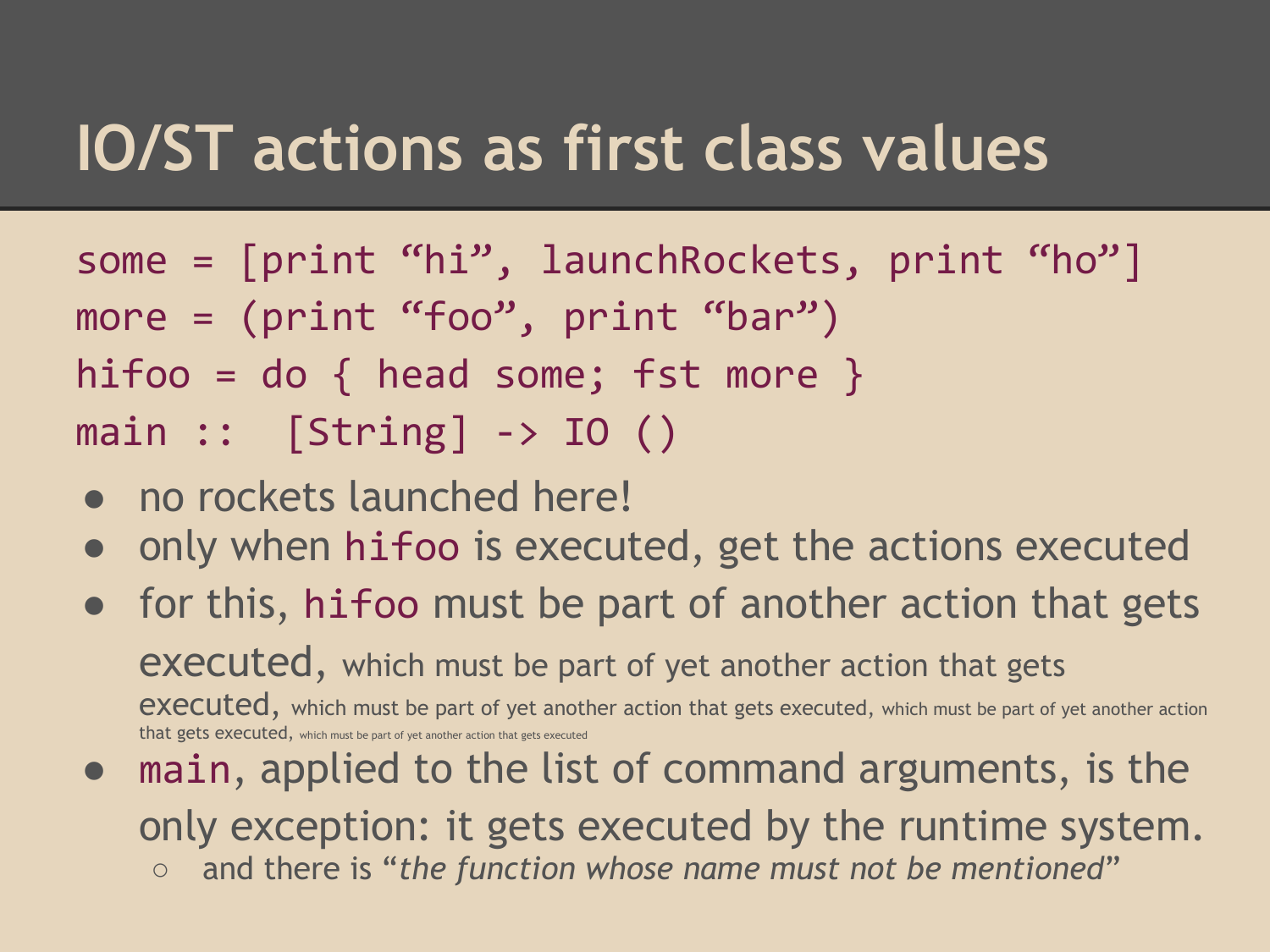# IO/ST actions as first class values

```
some = [print “hi”, launchRockets, print “ho”]
more = (print “foo”, print “bar”)
hifoo = do { head some; fst more }
main ::  [String] -> IO ()
```

- no rockets launched here!
- only when `hifoo` is executed, get the actions executed
- for this, `hifoo` must be part of another action that gets executed, which must be part of yet another action that gets executed, which must be part of yet another action that gets executed, which must be part of yet another action that gets executed, which must be part of yet another action that gets executed
- `main`, applied to the list of command arguments, is the only exception: it gets executed by the runtime system.
  - and there is “*the function whose name must not be mentioned*”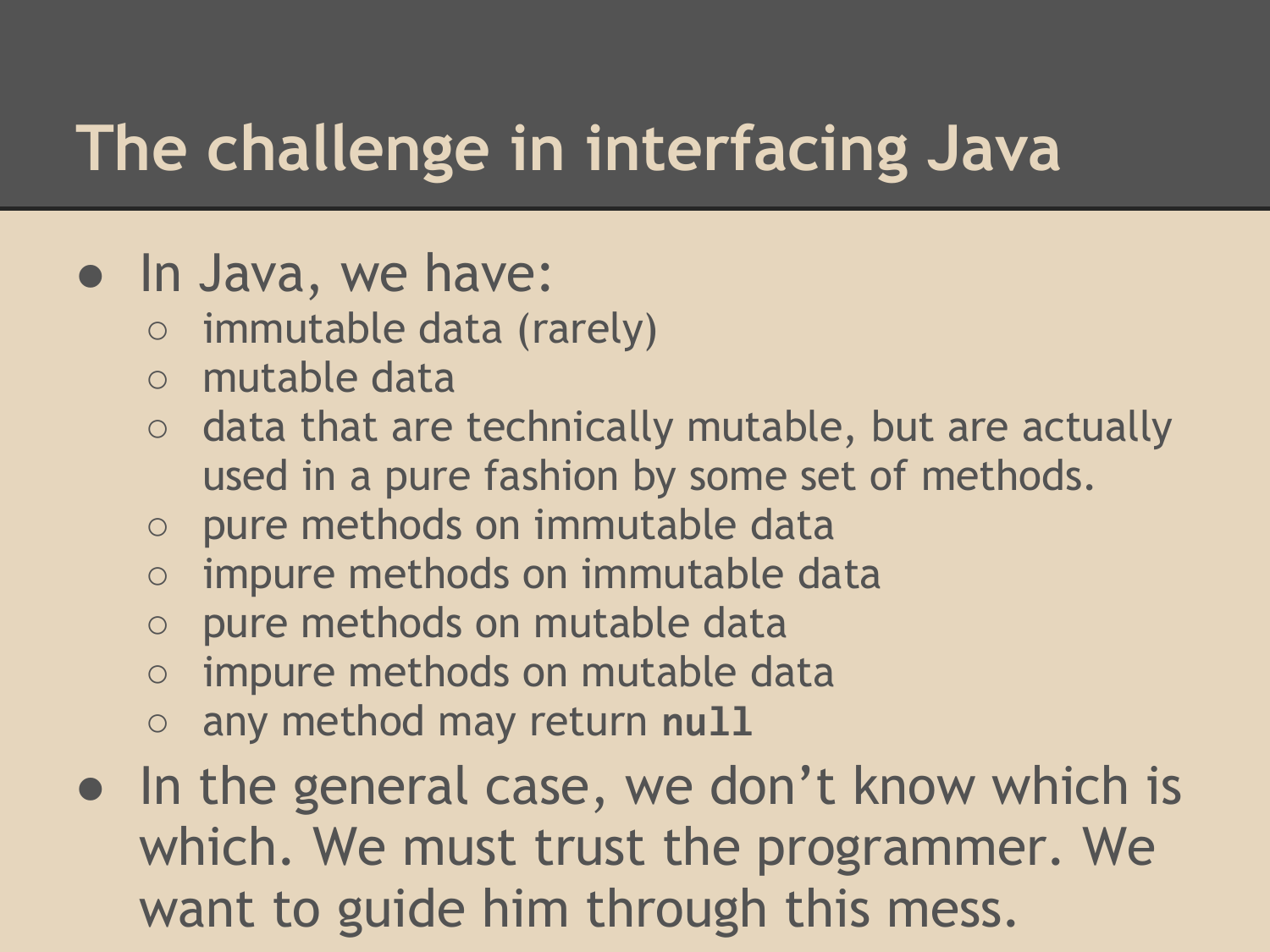# The challenge in interfacing Java

- In Java, we have:
  - immutable data (rarely)
  - mutable data
  - data that are technically mutable, but are actually used in a pure fashion by some set of methods.
  - pure methods on immutable data
  - impure methods on immutable data
  - pure methods on mutable data
  - impure methods on mutable data
  - any method may return `null`
- In the general case, we don’t know which is which. We must trust the programmer. We want to guide him through this mess.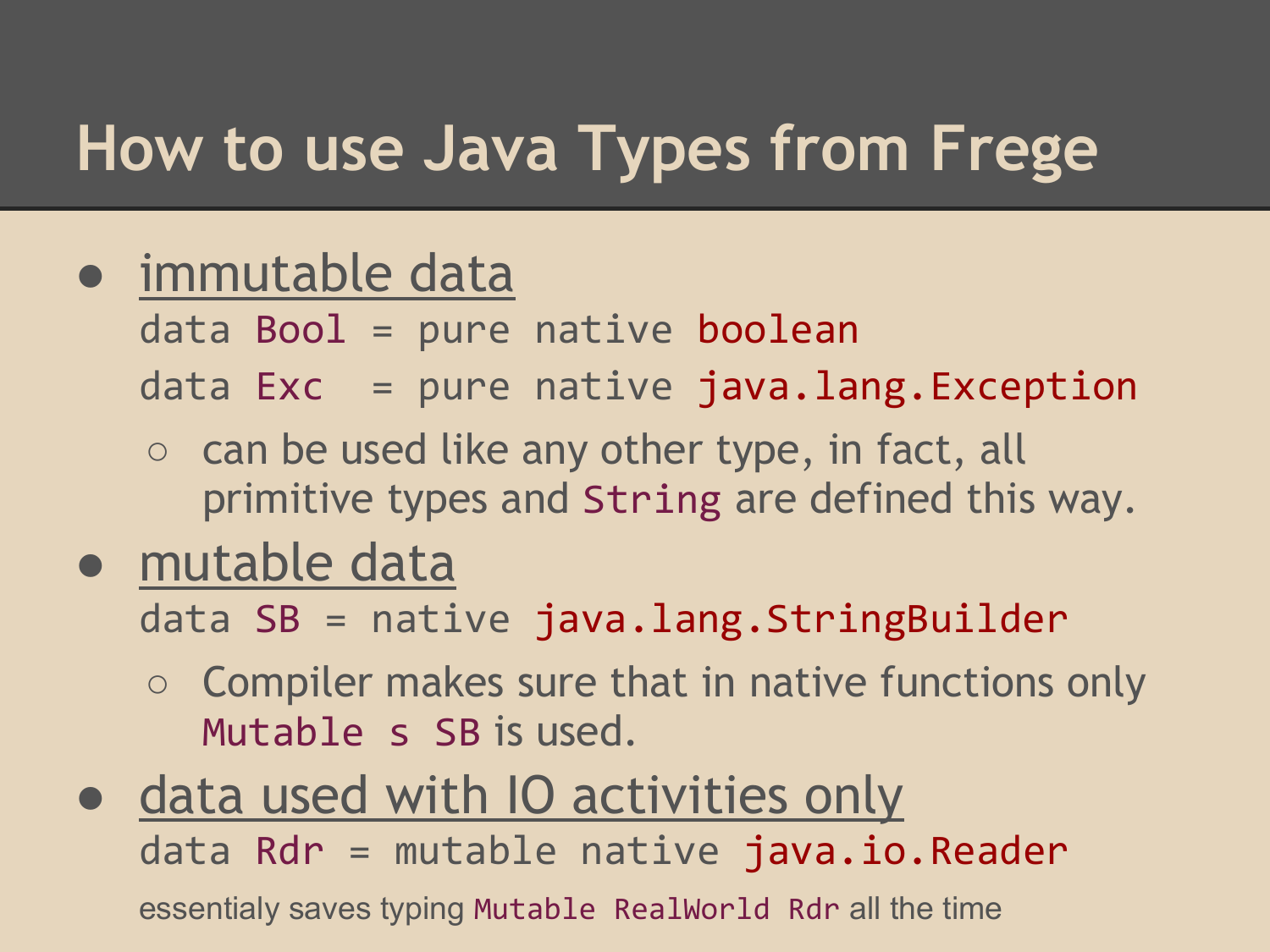# How to use Java Types from Frege

- immutable data

```
data Bool = pure native boolean
data Exc  = pure native java.lang.Exception
```

  - can be used like any other type, in fact, all primitive types and `String` are defined this way.

- mutable data

```
data SB = native java.lang.StringBuilder
```

  - Compiler makes sure that in native functions only `Mutable s SB` is used.

- data used with IO activities only

```
data Rdr = mutable native java.io.Reader
```

  essentialy saves typing `Mutable RealWorld Rdr` all the time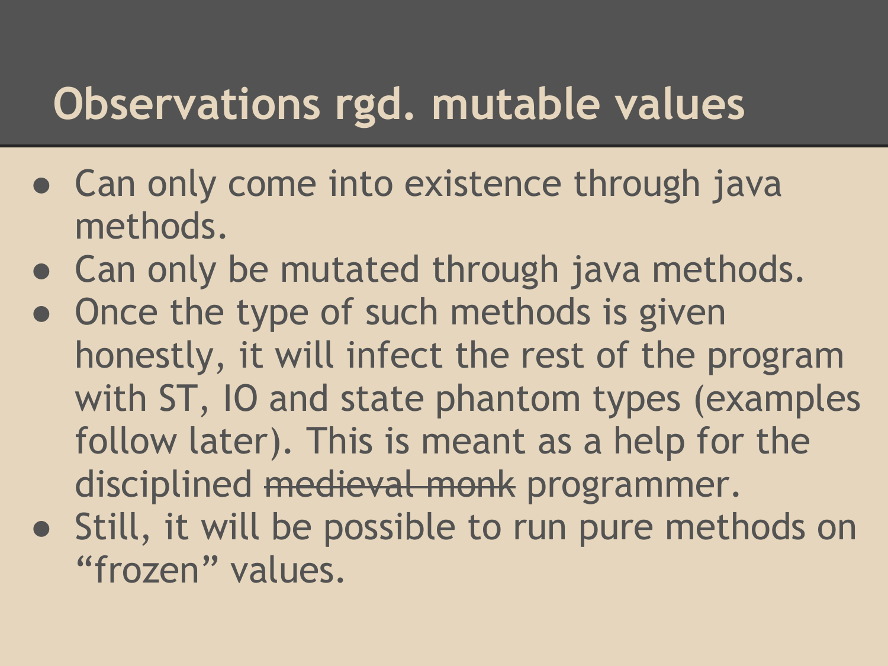# Observations rgd. mutable values

- Can only come into existence through java methods.
- Can only be mutated through java methods.
- Once the type of such methods is given honestly, it will infect the rest of the program with ST, IO and state phantom types (examples follow later). This is meant as a help for the disciplined ~~medieval monk~~ programmer.
- Still, it will be possible to run pure methods on “frozen” values.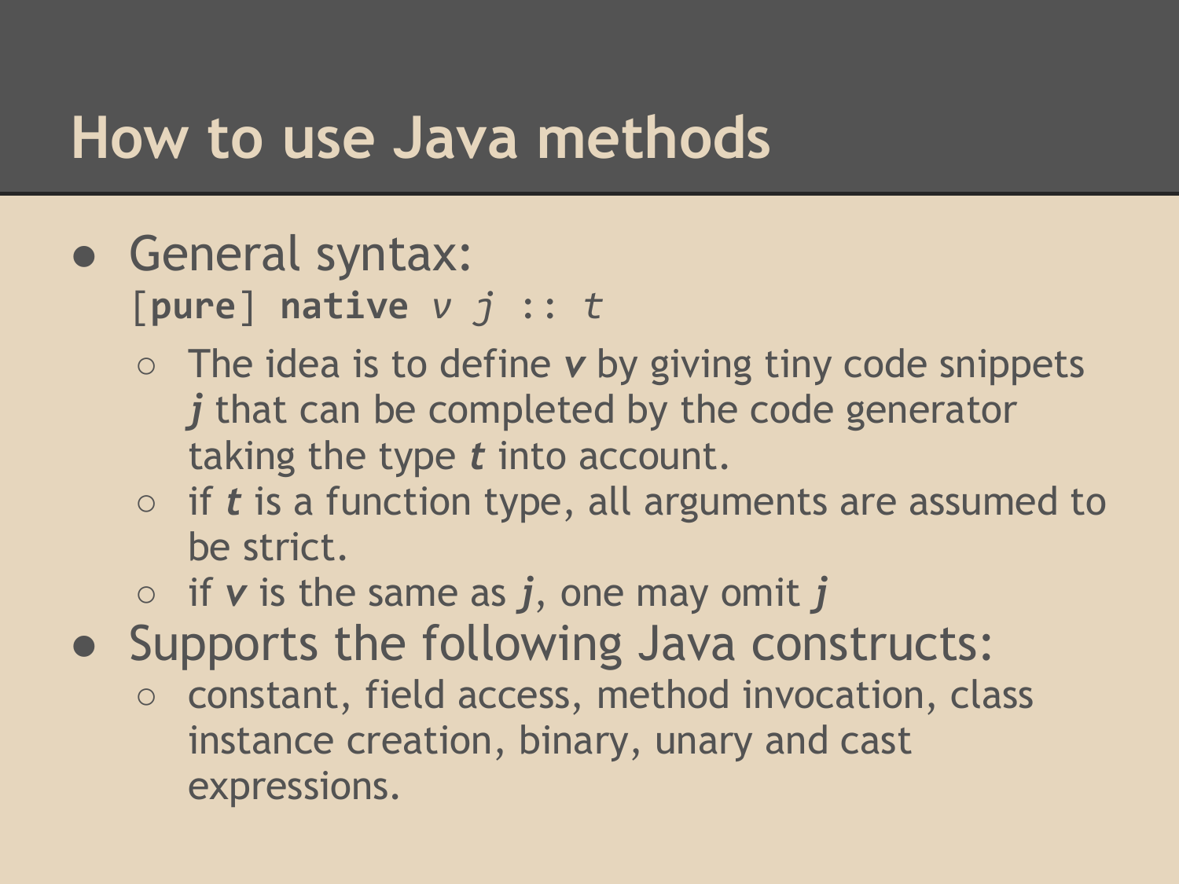# How to use Java methods

- General syntax:
  `[pure] native v j :: t`
  - The idea is to define ***v*** by giving tiny code snippets ***j*** that can be completed by the code generator taking the type ***t*** into account.
  - if ***t*** is a function type, all arguments are assumed to be strict.
  - if ***v*** is the same as ***j***, one may omit ***j***
- Supports the following Java constructs:
  - constant, field access, method invocation, class instance creation, binary, unary and cast expressions.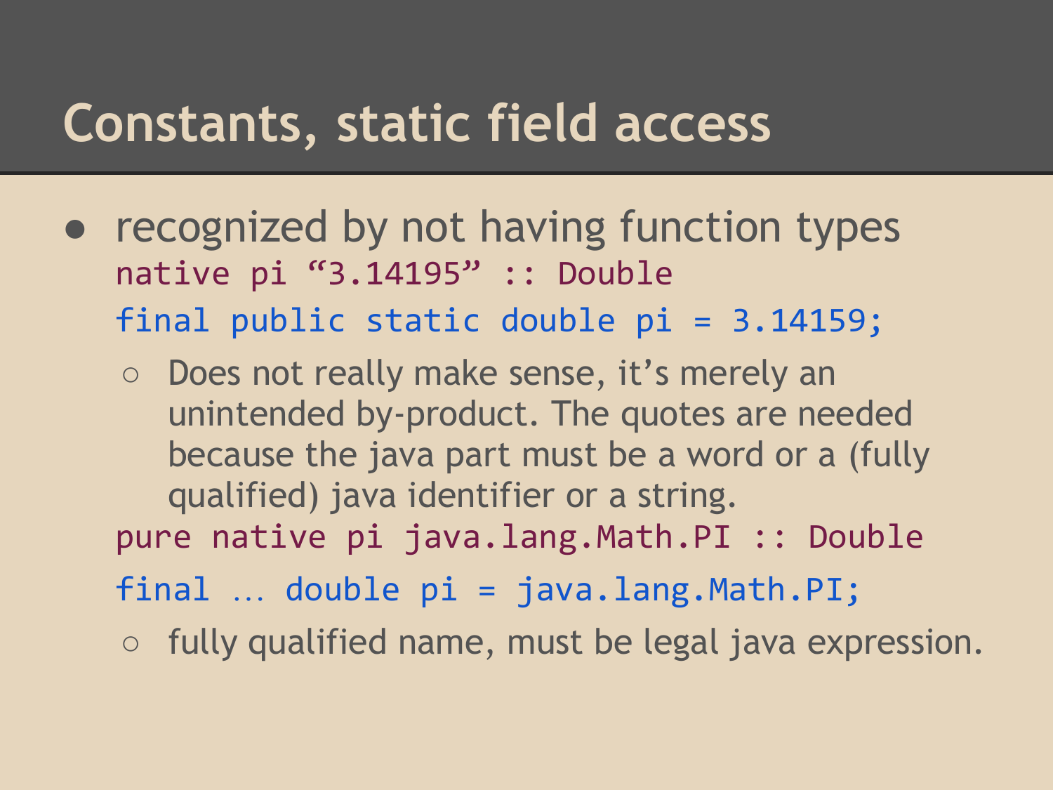# Constants, static field access

- recognized by not having function types

  ```
  native pi “3.14195” :: Double
  final public static double pi = 3.14159;
  ```

  - Does not really make sense, it’s merely an unintended by-product. The quotes are needed because the java part must be a word or a (fully qualified) java identifier or a string.

  ```
  pure native pi java.lang.Math.PI :: Double
  final … double pi = java.lang.Math.PI;
  ```

  - fully qualified name, must be legal java expression.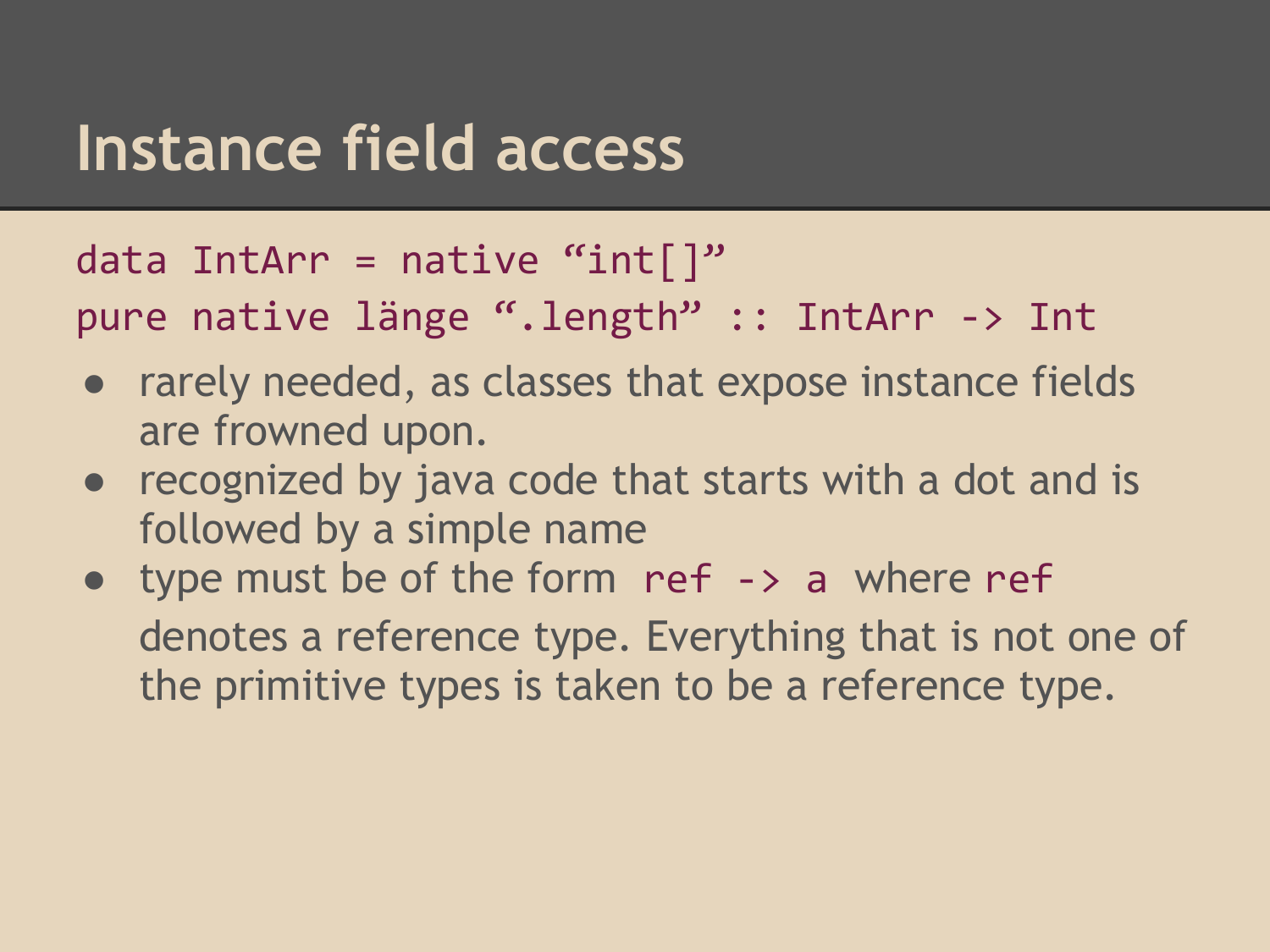# Instance field access

```
data IntArr = native “int[]”
pure native länge “.length” :: IntArr -> Int
```

- rarely needed, as classes that expose instance fields are frowned upon.
- recognized by java code that starts with a dot and is followed by a simple name
- type must be of the form `ref -> a` where `ref` denotes a reference type. Everything that is not one of the primitive types is taken to be a reference type.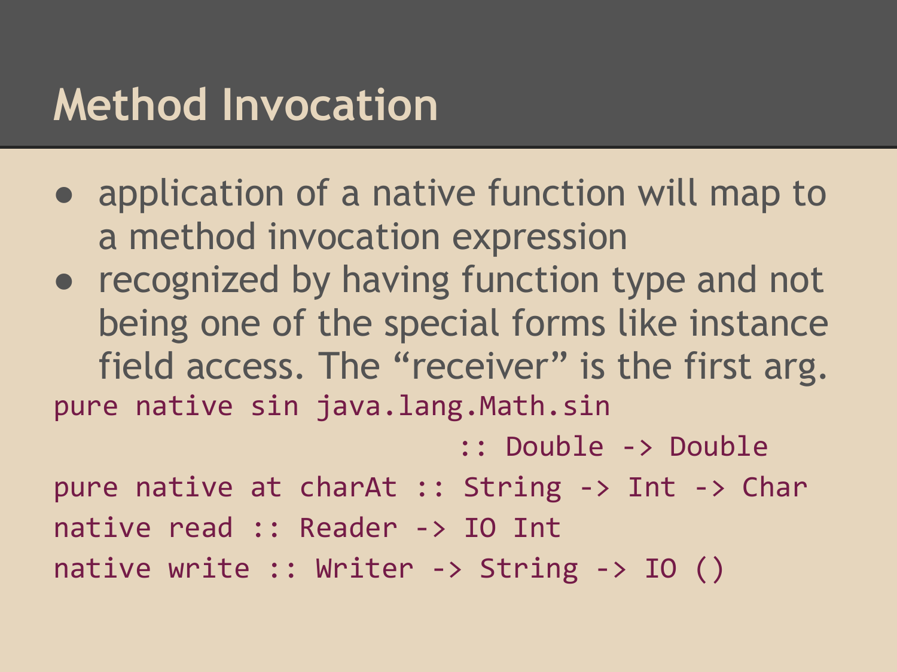# Method Invocation

- application of a native function will map to a method invocation expression
- recognized by having function type and not being one of the special forms like instance field access. The “receiver” is the first arg.

```
pure native sin java.lang.Math.sin
                            :: Double -> Double
pure native at charAt :: String -> Int -> Char
native read :: Reader -> IO Int
native write :: Writer -> String -> IO ()
```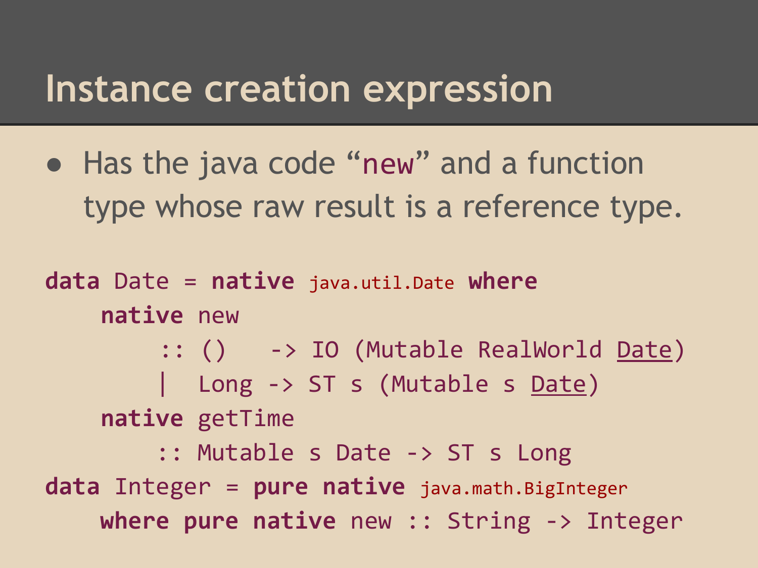# Instance creation expression

- Has the java code "new" and a function type whose raw result is a reference type.

```
data Date = native java.util.Date where
    native new
        :: ()   -> IO (Mutable RealWorld Date)
        |  Long -> ST s (Mutable s Date)
    native getTime
        :: Mutable s Date -> ST s Long
data Integer = pure native java.math.BigInteger
    where pure native new :: String -> Integer
```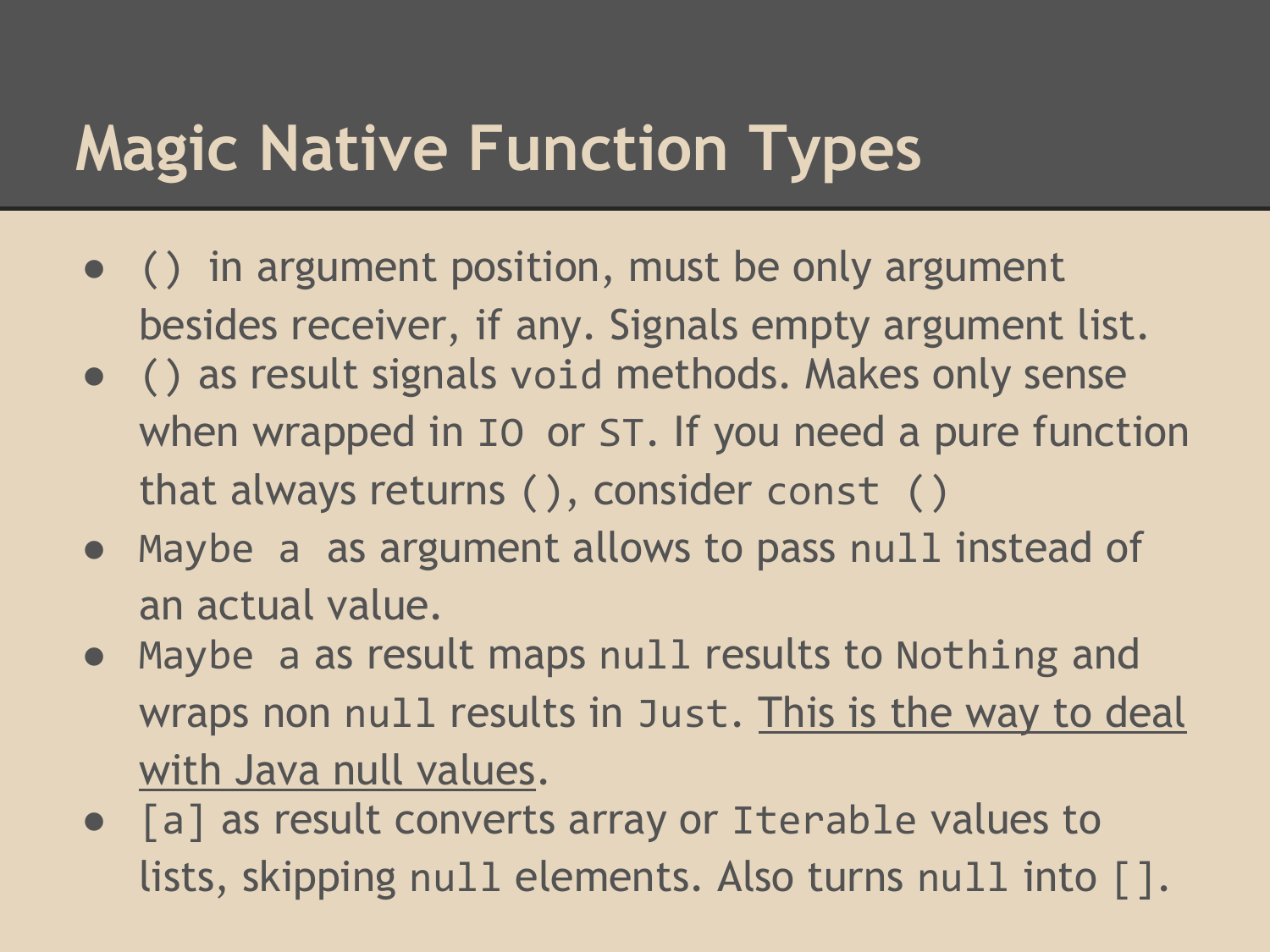# Magic Native Function Types

- `()` in argument position, must be only argument besides receiver, if any. Signals empty argument list.
- `()` as result signals `void` methods. Makes only sense when wrapped in `IO` or `ST`. If you need a pure function that always returns `()`, consider `const ()`
- `Maybe a` as argument allows to pass `null` instead of an actual value.
- `Maybe a` as result maps `null` results to `Nothing` and wraps non `null` results in `Just`. <u>This is the way to deal with Java null values</u>.
- `[a]` as result converts array or `Iterable` values to lists, skipping `null` elements. Also turns `null` into `[]`.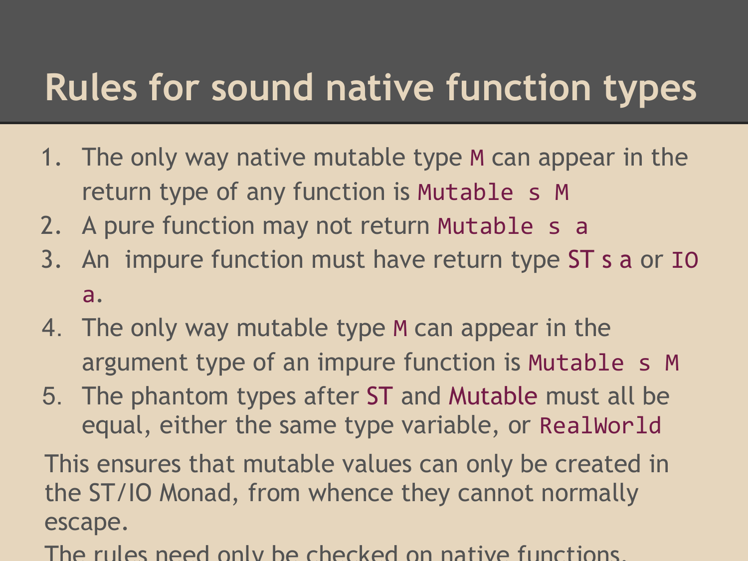# Rules for sound native function types

1. The only way native mutable type `M` can appear in the return type of any function is `Mutable s M`
2. A pure function may not return `Mutable s a`
3. An impure function must have return type `ST s a` or `IO a`.
4. The only way mutable type `M` can appear in the argument type of an impure function is `Mutable s M`
5. The phantom types after `ST` and `Mutable` must all be equal, either the same type variable, or `RealWorld`

This ensures that mutable values can only be created in the ST/IO Monad, from whence they cannot normally escape.

The rules need only be checked on native functions.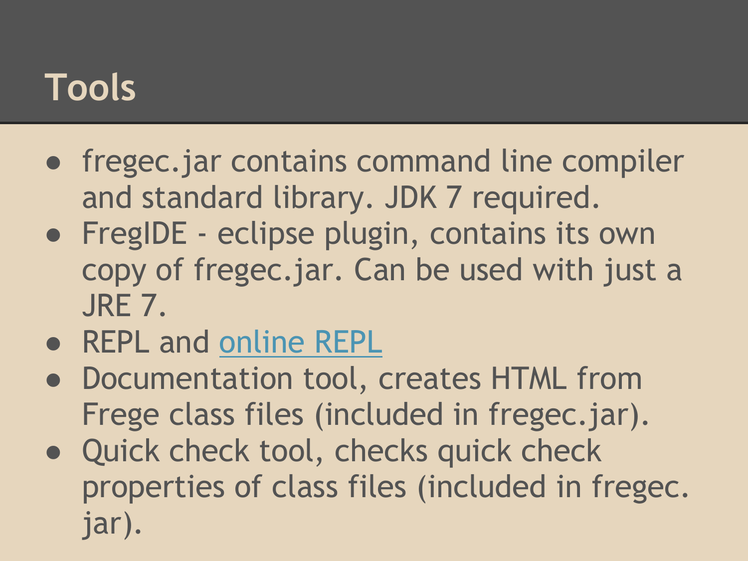# Tools

- fregec.jar contains command line compiler and standard library. JDK 7 required.
- FregIDE - eclipse plugin, contains its own copy of fregec.jar. Can be used with just a JRE 7.
- REPL and online REPL
- Documentation tool, creates HTML from Frege class files (included in fregec.jar).
- Quick check tool, checks quick check properties of class files (included in fregec.jar).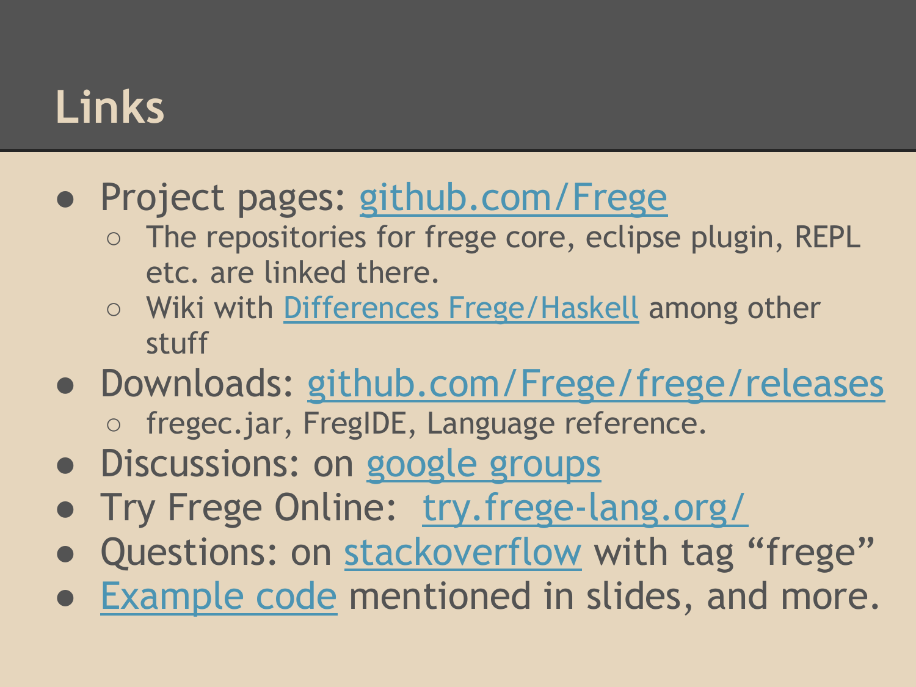# Links

- Project pages: github.com/Frege
  - The repositories for frege core, eclipse plugin, REPL etc. are linked there.
  - Wiki with Differences Frege/Haskell among other stuff
- Downloads: github.com/Frege/frege/releases
  - fregec.jar, FregIDE, Language reference.
- Discussions: on google groups
- Try Frege Online: try.frege-lang.org/
- Questions: on stackoverflow with tag “frege”
- Example code mentioned in slides, and more.